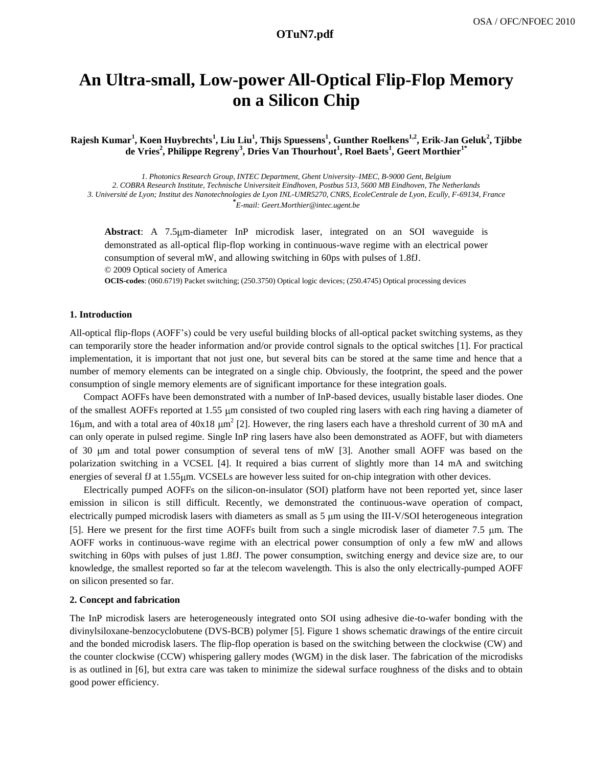# An Ultra-small, Low-power All-Optical Flip-Flop Memory on a Silicon Chip

**Rajesh Kumar[1], Koen Huybrechts[1], Liu Liu[1], Thijs Spuessens[1], Gunther Roelkens[1,2], Erik-Jan Geluk[2], Tjibbe de Vries[2], Philippe Regreny[3], Dries Van Thourhout[1], Roel Baets[1], Geert Morthier[1*]**

*1. Photonics Research Group, INTEC Department, Ghent University–IMEC, B-9000 Gent, Belgium*
*2. COBRA Research Institute, Technische Universiteit Eindhoven, Postbus 513, 5600 MB Eindhoven, The Netherlands*
*3. Université de Lyon; Institut des Nanotechnologies de Lyon INL-UMR5270, CNRS, EcoleCentrale de Lyon, Ecully, F-69134, France*
*[*]E-mail: Geert.Morthier@intec.ugent.be*

**Abstract**: A 7.5μm-diameter InP microdisk laser, integrated on an SOI waveguide is demonstrated as all-optical flip-flop working in continuous-wave regime with an electrical power consumption of several mW, and allowing switching in 60ps with pulses of 1.8fJ.
© 2009 Optical society of America
**OCIS-codes**: (060.6719) Packet switching; (250.3750) Optical logic devices; (250.4745) Optical processing devices

## 1. Introduction

All-optical flip-flops (AOFF's) could be very useful building blocks of all-optical packet switching systems, as they can temporarily store the header information and/or provide control signals to the optical switches [1]. For practical implementation, it is important that not just one, but several bits can be stored at the same time and hence that a number of memory elements can be integrated on a single chip. Obviously, the footprint, the speed and the power consumption of single memory elements are of significant importance for these integration goals.

Compact AOFFs have been demonstrated with a number of InP-based devices, usually bistable laser diodes. One of the smallest AOFFs reported at 1.55 μm consisted of two coupled ring lasers with each ring having a diameter of 16μm, and with a total area of 40x18 $\mu m^2$ [2]. However, the ring lasers each have a threshold current of 30 mA and can only operate in pulsed regime. Single InP ring lasers have also been demonstrated as AOFF, but with diameters of 30 μm and total power consumption of several tens of mW [3]. Another small AOFF was based on the polarization switching in a VCSEL [4]. It required a bias current of slightly more than 14 mA and switching energies of several fJ at 1.55μm. VCSELs are however less suited for on-chip integration with other devices.

Electrically pumped AOFFs on the silicon-on-insulator (SOI) platform have not been reported yet, since laser emission in silicon is still difficult. Recently, we demonstrated the continuous-wave operation of compact, electrically pumped microdisk lasers with diameters as small as 5 μm using the III-V/SOI heterogeneous integration [5]. Here we present for the first time AOFFs built from such a single microdisk laser of diameter 7.5 μm. The AOFF works in continuous-wave regime with an electrical power consumption of only a few mW and allows switching in 60ps with pulses of just 1.8fJ. The power consumption, switching energy and device size are, to our knowledge, the smallest reported so far at the telecom wavelength. This is also the only electrically-pumped AOFF on silicon presented so far.

## 2. Concept and fabrication

The InP microdisk lasers are heterogeneously integrated onto SOI using adhesive die-to-wafer bonding with the divinylsiloxane-benzocyclobutene (DVS-BCB) polymer [5]. Figure 1 shows schematic drawings of the entire circuit and the bonded microdisk lasers. The flip-flop operation is based on the switching between the clockwise (CW) and the counter clockwise (CCW) whispering gallery modes (WGM) in the disk laser. The fabrication of the microdisks is as outlined in [6], but extra care was taken to minimize the sidewal surface roughness of the disks and to obtain good power efficiency.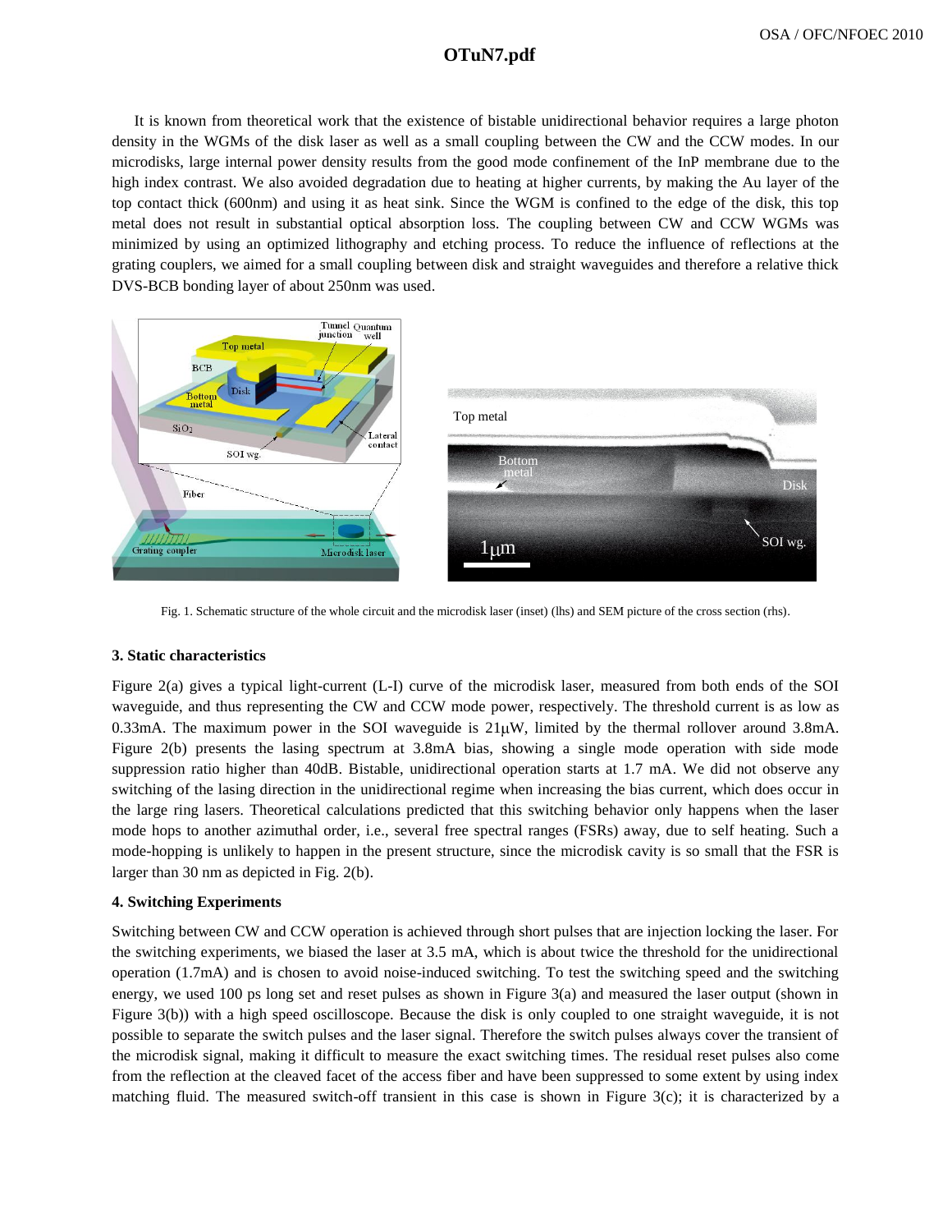It is known from theoretical work that the existence of bistable unidirectional behavior requires a large photon density in the WGMs of the disk laser as well as a small coupling between the CW and the CCW modes. In our microdisks, large internal power density results from the good mode confinement of the InP membrane due to the high index contrast. We also avoided degradation due to heating at higher currents, by making the Au layer of the top contact thick (600nm) and using it as heat sink. Since the WGM is confined to the edge of the disk, this top metal does not result in substantial optical absorption loss. The coupling between CW and CCW WGMs was minimized by using an optimized lithography and etching process. To reduce the influence of reflections at the grating couplers, we aimed for a small coupling between disk and straight waveguides and therefore a relative thick DVS-BCB bonding layer of about 250nm was used.

Fig. 1. Schematic structure of the whole circuit and the microdisk laser (inset) (lhs) and SEM picture of the cross section (rhs).

### 3. Static characteristics

Figure 2(a) gives a typical light-current (L-I) curve of the microdisk laser, measured from both ends of the SOI waveguide, and thus representing the CW and CCW mode power, respectively. The threshold current is as low as 0.33mA. The maximum power in the SOI waveguide is 21μW, limited by the thermal rollover around 3.8mA. Figure 2(b) presents the lasing spectrum at 3.8mA bias, showing a single mode operation with side mode suppression ratio higher than 40dB. Bistable, unidirectional operation starts at 1.7 mA. We did not observe any switching of the lasing direction in the unidirectional regime when increasing the bias current, which does occur in the large ring lasers. Theoretical calculations predicted that this switching behavior only happens when the laser mode hops to another azimuthal order, i.e., several free spectral ranges (FSRs) away, due to self heating. Such a mode-hopping is unlikely to happen in the present structure, since the microdisk cavity is so small that the FSR is larger than 30 nm as depicted in Fig. 2(b).

### 4. Switching Experiments

Switching between CW and CCW operation is achieved through short pulses that are injection locking the laser. For the switching experiments, we biased the laser at 3.5 mA, which is about twice the threshold for the unidirectional operation (1.7mA) and is chosen to avoid noise-induced switching. To test the switching speed and the switching energy, we used 100 ps long set and reset pulses as shown in Figure 3(a) and measured the laser output (shown in Figure 3(b)) with a high speed oscilloscope. Because the disk is only coupled to one straight waveguide, it is not possible to separate the switch pulses and the laser signal. Therefore the switch pulses always cover the transient of the microdisk signal, making it difficult to measure the exact switching times. The residual reset pulses also come from the reflection at the cleaved facet of the access fiber and have been suppressed to some extent by using index matching fluid. The measured switch-off transient in this case is shown in Figure 3(c); it is characterized by a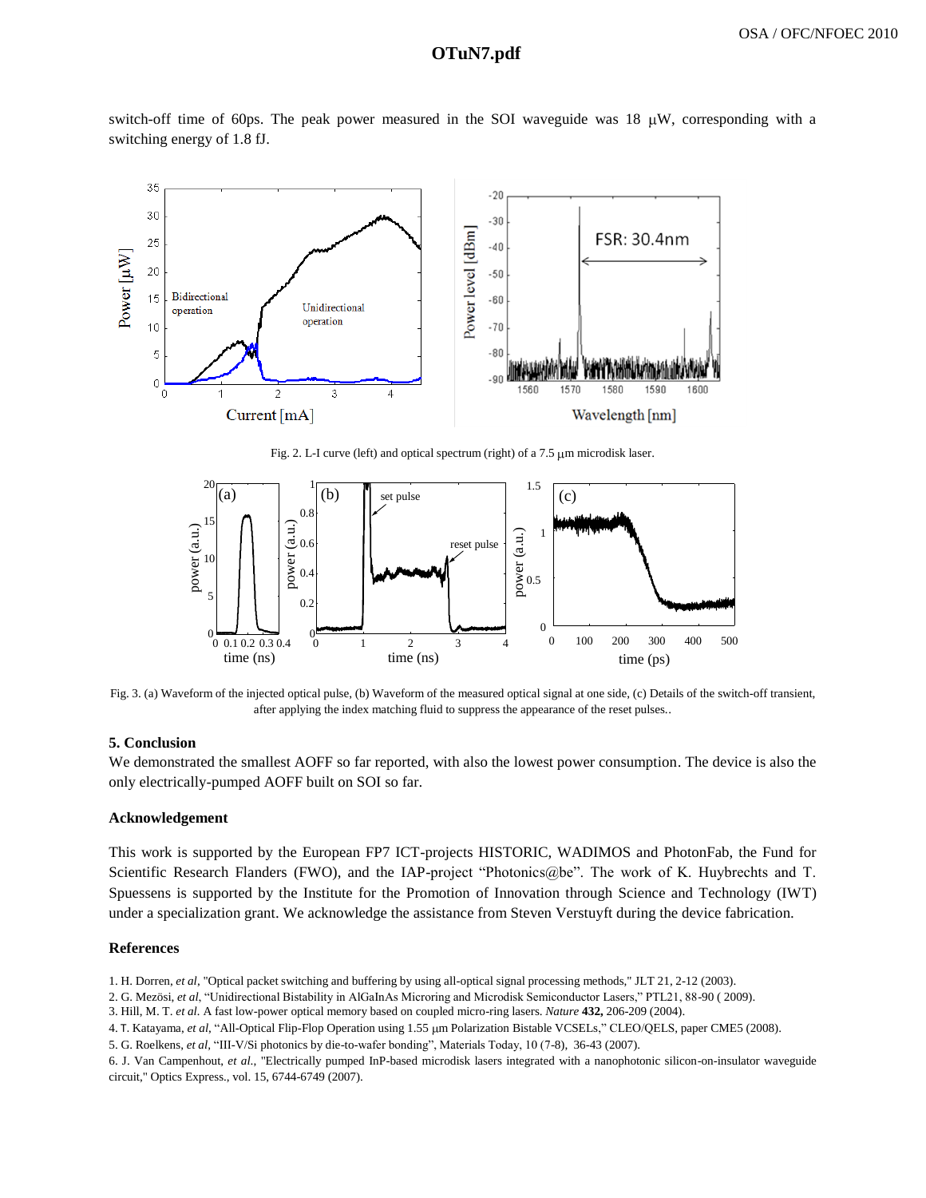switch-off time of 60ps. The peak power measured in the SOI waveguide was 18 μW, corresponding with a switching energy of 1.8 fJ.

Fig. 2. L-I curve (left) and optical spectrum (right) of a 7.5 μm microdisk laser.

Fig. 3. (a) Waveform of the injected optical pulse, (b) Waveform of the measured optical signal at one side, (c) Details of the switch-off transient, after applying the index matching fluid to suppress the appearance of the reset pulses..

### 5. Conclusion

We demonstrated the smallest AOFF so far reported, with also the lowest power consumption. The device is also the only electrically-pumped AOFF built on SOI so far.

### Acknowledgement

This work is supported by the European FP7 ICT-projects HISTORIC, WADIMOS and PhotonFab, the Fund for Scientific Research Flanders (FWO), and the IAP-project "Photonics@be". The work of K. Huybrechts and T. Spuessens is supported by the Institute for the Promotion of Innovation through Science and Technology (IWT) under a specialization grant. We acknowledge the assistance from Steven Verstuyft during the device fabrication.

### References

1. H. Dorren, *et al*, "Optical packet switching and buffering by using all-optical signal processing methods," JLT 21, 2-12 (2003).
2. G. Mezösi, *et al*, "Unidirectional Bistability in AlGaInAs Microring and Microdisk Semiconductor Lasers," PTL21, 88-90 ( 2009).
3. Hill, M. T. *et al.* A fast low-power optical memory based on coupled micro-ring lasers. *Nature* **432,** 206-209 (2004).
4. T. Katayama, *et al*, "All-Optical Flip-Flop Operation using 1.55 μm Polarization Bistable VCSELs," CLEO/QELS, paper CME5 (2008).
5. G. Roelkens, *et al*, "III-V/Si photonics by die-to-wafer bonding", Materials Today, 10 (7-8), 36-43 (2007).
6. J. Van Campenhout, *et al.*, "Electrically pumped InP-based microdisk lasers integrated with a nanophotonic silicon-on-insulator waveguide circuit," Optics Express., vol. 15, 6744-6749 (2007).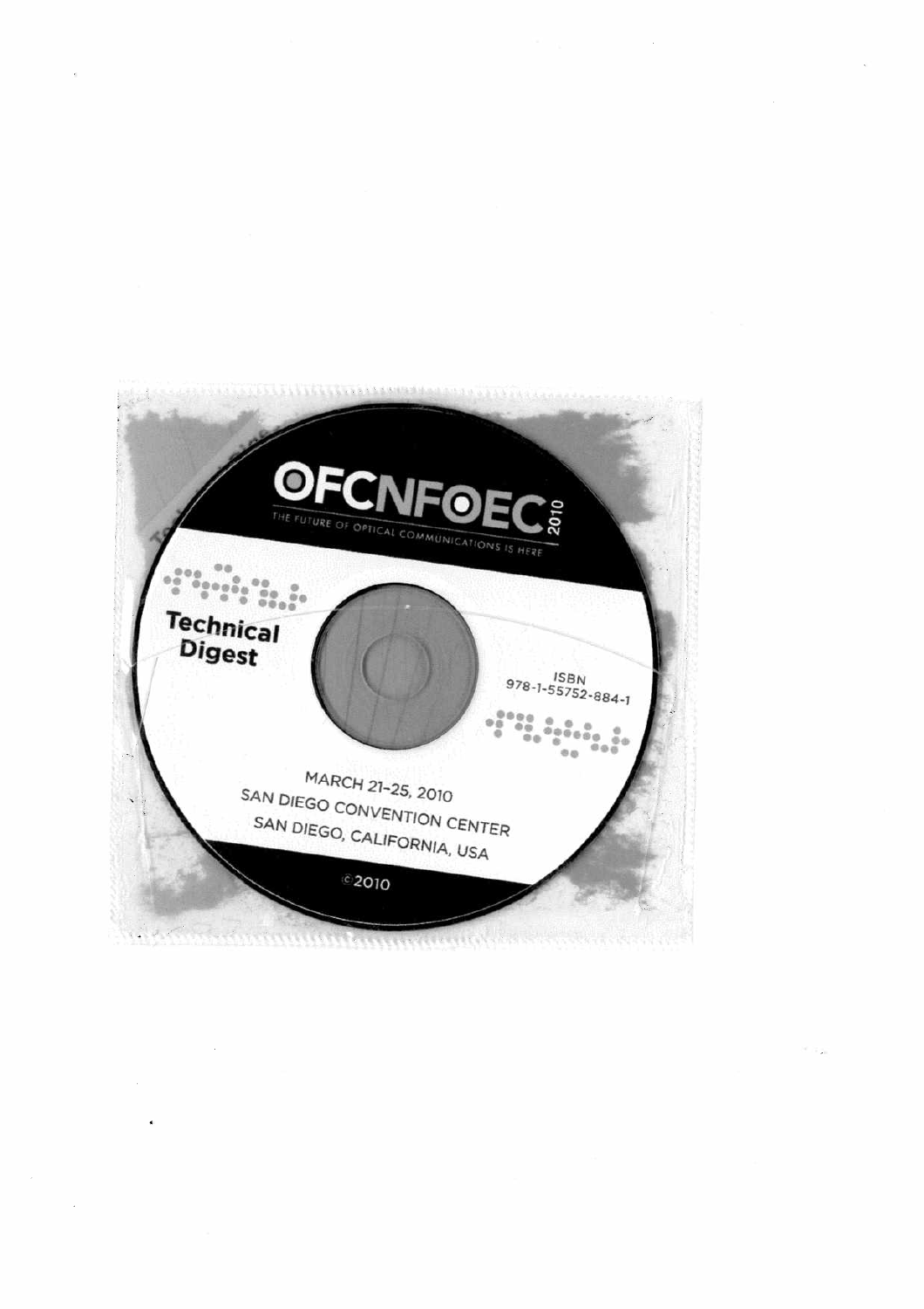OFCNFOEC 2010

THE FUTURE OF OPTICAL COMMUNICATIONS IS HERE

**Technical Digest**

ISBN 978-1-55752-884-1

MARCH 21–25, 2010

SAN DIEGO CONVENTION CENTER

SAN DIEGO, CALIFORNIA, USA

©2010